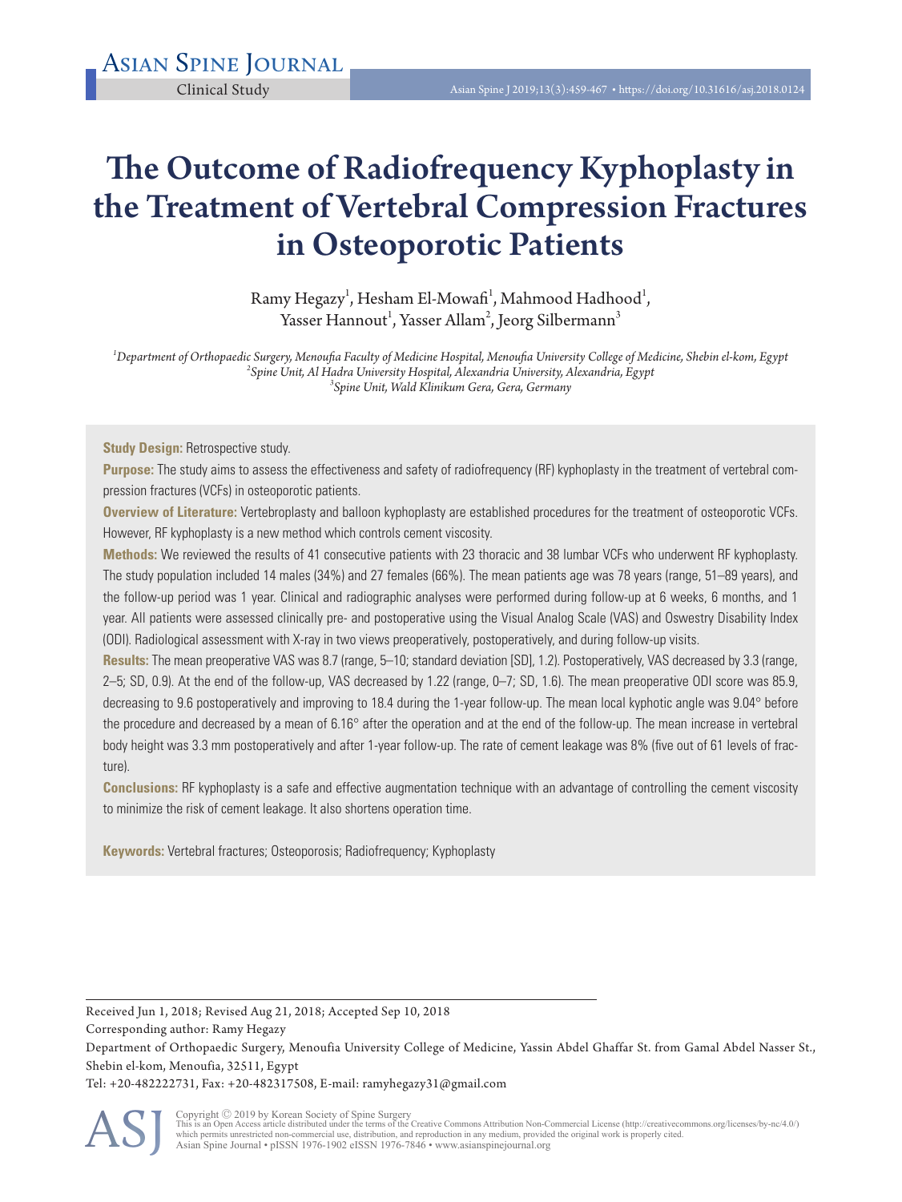Clinical Study

# The Outcome of Radiofrequency Kyphoplasty in the Treatment of Vertebral Compression Fractures in Osteoporotic Patients

Ramy Hegazy[1], Hesham El-Mowafi[1], Mahmood Hadhood[1], Yasser Hannout[1], Yasser Allam[2], Jeorg Silbermann[3]

*[1]Department of Orthopaedic Surgery, Menoufia Faculty of Medicine Hospital, Menoufia University College of Medicine, Shebin el-kom, Egypt*
*[2]Spine Unit, Al Hadra University Hospital, Alexandria University, Alexandria, Egypt*
*[3]Spine Unit, Wald Klinikum Gera, Gera, Germany*

**Study Design:** Retrospective study.

**Purpose:** The study aims to assess the effectiveness and safety of radiofrequency (RF) kyphoplasty in the treatment of vertebral compression fractures (VCFs) in osteoporotic patients.

**Overview of Literature:** Vertebroplasty and balloon kyphoplasty are established procedures for the treatment of osteoporotic VCFs. However, RF kyphoplasty is a new method which controls cement viscosity.

**Methods:** We reviewed the results of 41 consecutive patients with 23 thoracic and 38 lumbar VCFs who underwent RF kyphoplasty. The study population included 14 males (34%) and 27 females (66%). The mean patients age was 78 years (range, 51–89 years), and the follow-up period was 1 year. Clinical and radiographic analyses were performed during follow-up at 6 weeks, 6 months, and 1 year. All patients were assessed clinically pre- and postoperative using the Visual Analog Scale (VAS) and Oswestry Disability Index (ODI). Radiological assessment with X-ray in two views preoperatively, postoperatively, and during follow-up visits.

**Results:** The mean preoperative VAS was 8.7 (range, 5–10; standard deviation [SD], 1.2). Postoperatively, VAS decreased by 3.3 (range, 2–5; SD, 0.9). At the end of the follow-up, VAS decreased by 1.22 (range, 0–7; SD, 1.6). The mean preoperative ODI score was 85.9, decreasing to 9.6 postoperatively and improving to 18.4 during the 1-year follow-up. The mean local kyphotic angle was 9.04° before the procedure and decreased by a mean of 6.16° after the operation and at the end of the follow-up. The mean increase in vertebral body height was 3.3 mm postoperatively and after 1-year follow-up. The rate of cement leakage was 8% (five out of 61 levels of fracture).

**Conclusions:** RF kyphoplasty is a safe and effective augmentation technique with an advantage of controlling the cement viscosity to minimize the risk of cement leakage. It also shortens operation time.

**Keywords:** Vertebral fractures; Osteoporosis; Radiofrequency; Kyphoplasty

Received Jun 1, 2018; Revised Aug 21, 2018; Accepted Sep 10, 2018

Corresponding author: Ramy Hegazy

Department of Orthopaedic Surgery, Menoufia University College of Medicine, Yassin Abdel Ghaffar St. from Gamal Abdel Nasser St., Shebin el-kom, Menoufia, 32511, Egypt

Tel: +20-482222731, Fax: +20-482317508, E-mail: ramyhegazy31@gmail.com

Copyright © 2019 by Korean Society of Spine Surgery
This is an Open Access article distributed under the terms of the Creative Commons Attribution Non-Commercial License (http://creativecommons.org/licenses/by-nc/4.0/) which permits unrestricted non-commercial use, distribution, and reproduction in any medium, provided the original work is properly cited.
Asian Spine Journal • pISSN 1976-1902 eISSN 1976-7846 • www.asianspinejournal.org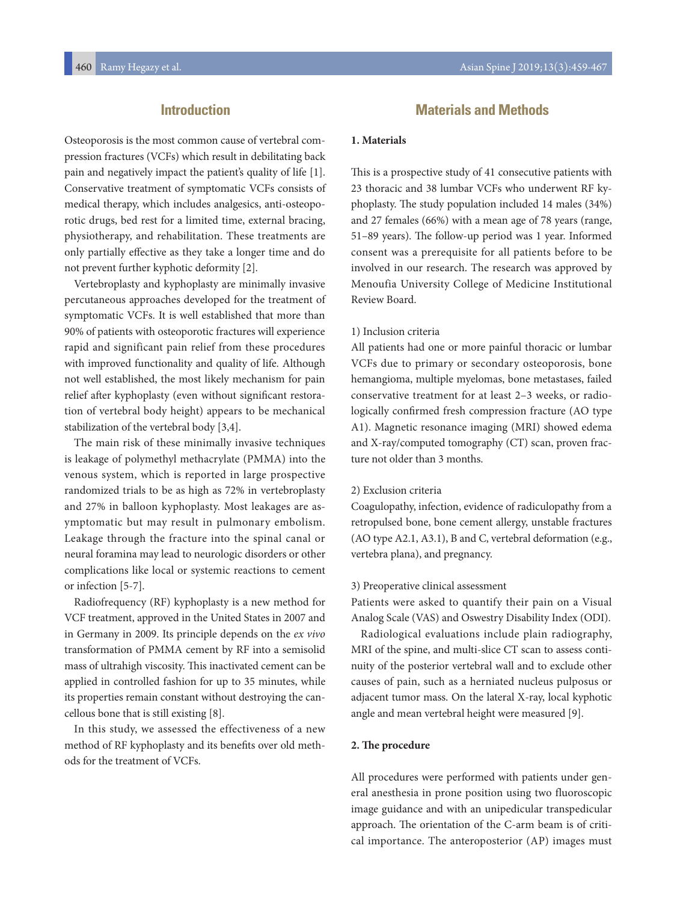## Introduction

Osteoporosis is the most common cause of vertebral compression fractures (VCFs) which result in debilitating back pain and negatively impact the patient's quality of life [1]. Conservative treatment of symptomatic VCFs consists of medical therapy, which includes analgesics, anti-osteoporotic drugs, bed rest for a limited time, external bracing, physiotherapy, and rehabilitation. These treatments are only partially effective as they take a longer time and do not prevent further kyphotic deformity [2].

Vertebroplasty and kyphoplasty are minimally invasive percutaneous approaches developed for the treatment of symptomatic VCFs. It is well established that more than 90% of patients with osteoporotic fractures will experience rapid and significant pain relief from these procedures with improved functionality and quality of life. Although not well established, the most likely mechanism for pain relief after kyphoplasty (even without significant restoration of vertebral body height) appears to be mechanical stabilization of the vertebral body [3,4].

The main risk of these minimally invasive techniques is leakage of polymethyl methacrylate (PMMA) into the venous system, which is reported in large prospective randomized trials to be as high as 72% in vertebroplasty and 27% in balloon kyphoplasty. Most leakages are asymptomatic but may result in pulmonary embolism. Leakage through the fracture into the spinal canal or neural foramina may lead to neurologic disorders or other complications like local or systemic reactions to cement or infection [5-7].

Radiofrequency (RF) kyphoplasty is a new method for VCF treatment, approved in the United States in 2007 and in Germany in 2009. Its principle depends on the *ex vivo* transformation of PMMA cement by RF into a semisolid mass of ultrahigh viscosity. This inactivated cement can be applied in controlled fashion for up to 35 minutes, while its properties remain constant without destroying the cancellous bone that is still existing [8].

In this study, we assessed the effectiveness of a new method of RF kyphoplasty and its benefits over old methods for the treatment of VCFs.

## Materials and Methods

### 1. Materials

This is a prospective study of 41 consecutive patients with 23 thoracic and 38 lumbar VCFs who underwent RF kyphoplasty. The study population included 14 males (34%) and 27 females (66%) with a mean age of 78 years (range, 51–89 years). The follow-up period was 1 year. Informed consent was a prerequisite for all patients before to be involved in our research. The research was approved by Menoufia University College of Medicine Institutional Review Board.

1) Inclusion criteria

All patients had one or more painful thoracic or lumbar VCFs due to primary or secondary osteoporosis, bone hemangioma, multiple myelomas, bone metastases, failed conservative treatment for at least 2–3 weeks, or radiologically confirmed fresh compression fracture (AO type A1). Magnetic resonance imaging (MRI) showed edema and X-ray/computed tomography (CT) scan, proven fracture not older than 3 months.

2) Exclusion criteria

Coagulopathy, infection, evidence of radiculopathy from a retropulsed bone, bone cement allergy, unstable fractures (AO type A2.1, A3.1), B and C, vertebral deformation (e.g., vertebra plana), and pregnancy.

3) Preoperative clinical assessment

Patients were asked to quantify their pain on a Visual Analog Scale (VAS) and Oswestry Disability Index (ODI).

Radiological evaluations include plain radiography, MRI of the spine, and multi-slice CT scan to assess continuity of the posterior vertebral wall and to exclude other causes of pain, such as a herniated nucleus pulposus or adjacent tumor mass. On the lateral X-ray, local kyphotic angle and mean vertebral height were measured [9].

### 2. The procedure

All procedures were performed with patients under general anesthesia in prone position using two fluoroscopic image guidance and with an unipedicular transpedicular approach. The orientation of the C-arm beam is of critical importance. The anteroposterior (AP) images must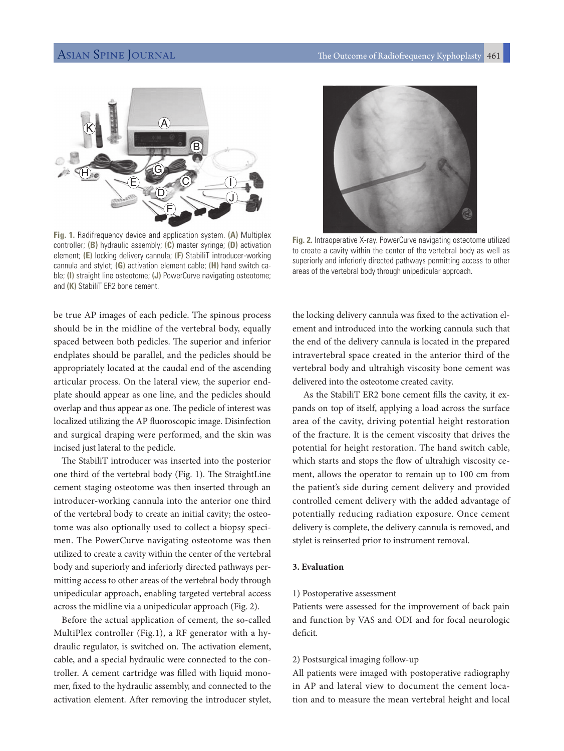Fig. 1. Radifrequency device and application system. (A) Multiplex controller; (B) hydraulic assembly; (C) master syringe; (D) activation element; (E) locking delivery cannula; (F) StabiliT introducer-working cannula and stylet; (G) activation element cable; (H) hand switch cable; (I) straight line osteotome; (J) PowerCurve navigating osteotome; and (K) StabiliT ER2 bone cement.

Fig. 2. Intraoperative X-ray. PowerCurve navigating osteotome utilized to create a cavity within the center of the vertebral body as well as superiorly and inferiorly directed pathways permitting access to other areas of the vertebral body through unipedicular approach.

be true AP images of each pedicle. The spinous process should be in the midline of the vertebral body, equally spaced between both pedicles. The superior and inferior endplates should be parallel, and the pedicles should be appropriately located at the caudal end of the ascending articular process. On the lateral view, the superior endplate should appear as one line, and the pedicles should overlap and thus appear as one. The pedicle of interest was localized utilizing the AP fluoroscopic image. Disinfection and surgical draping were performed, and the skin was incised just lateral to the pedicle.

The StabiliT introducer was inserted into the posterior one third of the vertebral body (Fig. 1). The StraightLine cement staging osteotome was then inserted through an introducer-working cannula into the anterior one third of the vertebral body to create an initial cavity; the osteotome was also optionally used to collect a biopsy specimen. The PowerCurve navigating osteotome was then utilized to create a cavity within the center of the vertebral body and superiorly and inferiorly directed pathways permitting access to other areas of the vertebral body through unipedicular approach, enabling targeted vertebral access across the midline via a unipedicular approach (Fig. 2).

Before the actual application of cement, the so-called MultiPlex controller (Fig.1), a RF generator with a hydraulic regulator, is switched on. The activation element, cable, and a special hydraulic were connected to the controller. A cement cartridge was filled with liquid monomer, fixed to the hydraulic assembly, and connected to the activation element. After removing the introducer stylet, the locking delivery cannula was fixed to the activation element and introduced into the working cannula such that the end of the delivery cannula is located in the prepared intravertebral space created in the anterior third of the vertebral body and ultrahigh viscosity bone cement was delivered into the osteotome created cavity.

As the StabiliT ER2 bone cement fills the cavity, it expands on top of itself, applying a load across the surface area of the cavity, driving potential height restoration of the fracture. It is the cement viscosity that drives the potential for height restoration. The hand switch cable, which starts and stops the flow of ultrahigh viscosity cement, allows the operator to remain up to 100 cm from the patient's side during cement delivery and provided controlled cement delivery with the added advantage of potentially reducing radiation exposure. Once cement delivery is complete, the delivery cannula is removed, and stylet is reinserted prior to instrument removal.

### 3. Evaluation

1) Postoperative assessment

Patients were assessed for the improvement of back pain and function by VAS and ODI and for focal neurologic deficit.

2) Postsurgical imaging follow-up

All patients were imaged with postoperative radiography in AP and lateral view to document the cement location and to measure the mean vertebral height and local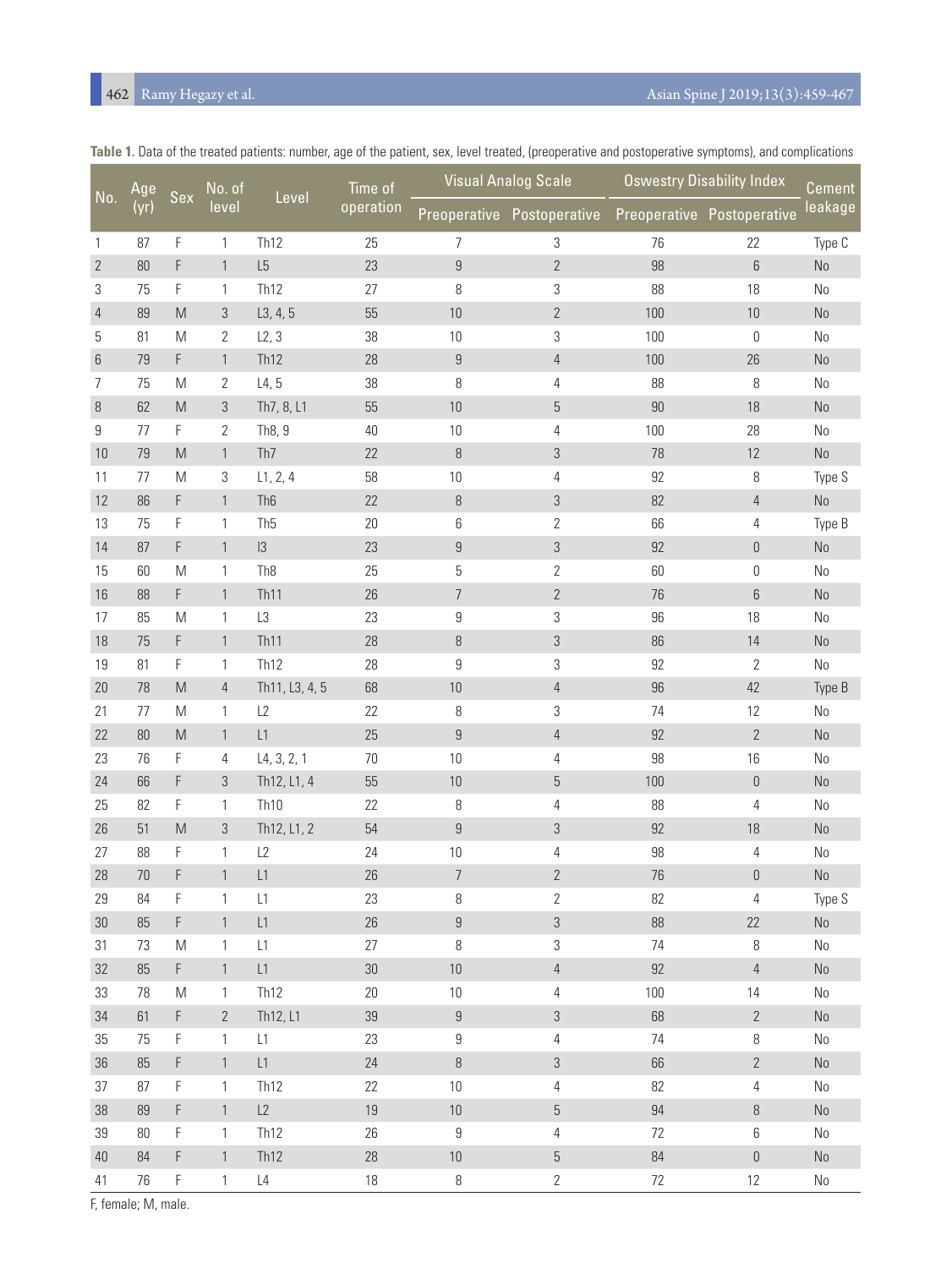**Table 1.** Data of the treated patients: number, age of the patient, sex, level treated, (preoperative and postoperative symptoms), and complications

| No. | Age (yr) | Sex | No. of level | Level | Time of operation | Visual Analog Scale | | Oswestry Disability Index | | Cement leakage |
|---|---|---|---|---|---|---|---|---|---|---|
| | | | | | | Preoperative | Postoperative | Preoperative | Postoperative | |
| 1 | 87 | F | 1 | Th12 | 25 | 7 | 3 | 76 | 22 | Type C |
| 2 | 80 | F | 1 | L5 | 23 | 9 | 2 | 98 | 6 | No |
| 3 | 75 | F | 1 | Th12 | 27 | 8 | 3 | 88 | 18 | No |
| 4 | 89 | M | 3 | L3, 4, 5 | 55 | 10 | 2 | 100 | 10 | No |
| 5 | 81 | M | 2 | L2, 3 | 38 | 10 | 3 | 100 | 0 | No |
| 6 | 79 | F | 1 | Th12 | 28 | 9 | 4 | 100 | 26 | No |
| 7 | 75 | M | 2 | L4, 5 | 38 | 8 | 4 | 88 | 8 | No |
| 8 | 62 | M | 3 | Th7, 8, L1 | 55 | 10 | 5 | 90 | 18 | No |
| 9 | 77 | F | 2 | Th8, 9 | 40 | 10 | 4 | 100 | 28 | No |
| 10 | 79 | M | 1 | Th7 | 22 | 8 | 3 | 78 | 12 | No |
| 11 | 77 | M | 3 | L1, 2, 4 | 58 | 10 | 4 | 92 | 8 | Type S |
| 12 | 86 | F | 1 | Th6 | 22 | 8 | 3 | 82 | 4 | No |
| 13 | 75 | F | 1 | Th5 | 20 | 6 | 2 | 66 | 4 | Type B |
| 14 | 87 | F | 1 | l3 | 23 | 9 | 3 | 92 | 0 | No |
| 15 | 60 | M | 1 | Th8 | 25 | 5 | 2 | 60 | 0 | No |
| 16 | 88 | F | 1 | Th11 | 26 | 7 | 2 | 76 | 6 | No |
| 17 | 85 | M | 1 | L3 | 23 | 9 | 3 | 96 | 18 | No |
| 18 | 75 | F | 1 | Th11 | 28 | 8 | 3 | 86 | 14 | No |
| 19 | 81 | F | 1 | Th12 | 28 | 9 | 3 | 92 | 2 | No |
| 20 | 78 | M | 4 | Th11, L3, 4, 5 | 68 | 10 | 4 | 96 | 42 | Type B |
| 21 | 77 | M | 1 | L2 | 22 | 8 | 3 | 74 | 12 | No |
| 22 | 80 | M | 1 | L1 | 25 | 9 | 4 | 92 | 2 | No |
| 23 | 76 | F | 4 | L4, 3, 2, 1 | 70 | 10 | 4 | 98 | 16 | No |
| 24 | 66 | F | 3 | Th12, L1, 4 | 55 | 10 | 5 | 100 | 0 | No |
| 25 | 82 | F | 1 | Th10 | 22 | 8 | 4 | 88 | 4 | No |
| 26 | 51 | M | 3 | Th12, L1, 2 | 54 | 9 | 3 | 92 | 18 | No |
| 27 | 88 | F | 1 | L2 | 24 | 10 | 4 | 98 | 4 | No |
| 28 | 70 | F | 1 | L1 | 26 | 7 | 2 | 76 | 0 | No |
| 29 | 84 | F | 1 | L1 | 23 | 8 | 2 | 82 | 4 | Type S |
| 30 | 85 | F | 1 | L1 | 26 | 9 | 3 | 88 | 22 | No |
| 31 | 73 | M | 1 | L1 | 27 | 8 | 3 | 74 | 8 | No |
| 32 | 85 | F | 1 | L1 | 30 | 10 | 4 | 92 | 4 | No |
| 33 | 78 | M | 1 | Th12 | 20 | 10 | 4 | 100 | 14 | No |
| 34 | 61 | F | 2 | Th12, L1 | 39 | 9 | 3 | 68 | 2 | No |
| 35 | 75 | F | 1 | L1 | 23 | 9 | 4 | 74 | 8 | No |
| 36 | 85 | F | 1 | L1 | 24 | 8 | 3 | 66 | 2 | No |
| 37 | 87 | F | 1 | Th12 | 22 | 10 | 4 | 82 | 4 | No |
| 38 | 89 | F | 1 | L2 | 19 | 10 | 5 | 94 | 8 | No |
| 39 | 80 | F | 1 | Th12 | 26 | 9 | 4 | 72 | 6 | No |
| 40 | 84 | F | 1 | Th12 | 28 | 10 | 5 | 84 | 0 | No |
| 41 | 76 | F | 1 | L4 | 18 | 8 | 2 | 72 | 12 | No |

F, female; M, male.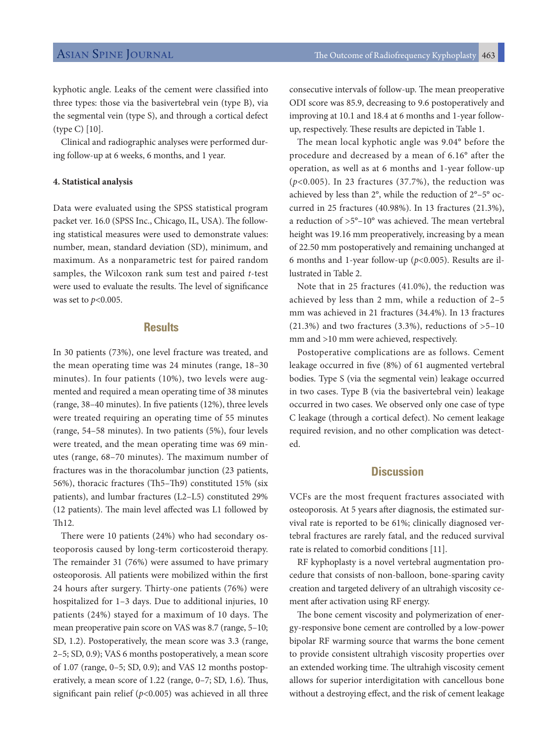kyphotic angle. Leaks of the cement were classified into three types: those via the basivertebral vein (type B), via the segmental vein (type S), and through a cortical defect (type C) [10].

Clinical and radiographic analyses were performed during follow-up at 6 weeks, 6 months, and 1 year.

#### 4. Statistical analysis

Data were evaluated using the SPSS statistical program packet ver. 16.0 (SPSS Inc., Chicago, IL, USA). The following statistical measures were used to demonstrate values: number, mean, standard deviation (SD), minimum, and maximum. As a nonparametric test for paired random samples, the Wilcoxon rank sum test and paired *t*-test were used to evaluate the results. The level of significance was set to $p<0.005$.

## Results

In 30 patients (73%), one level fracture was treated, and the mean operating time was 24 minutes (range, 18–30 minutes). In four patients (10%), two levels were augmented and required a mean operating time of 38 minutes (range, 38–40 minutes). In five patients (12%), three levels were treated requiring an operating time of 55 minutes (range, 54–58 minutes). In two patients (5%), four levels were treated, and the mean operating time was 69 minutes (range, 68–70 minutes). The maximum number of fractures was in the thoracolumbar junction (23 patients, 56%), thoracic fractures (Th5–Th9) constituted 15% (six patients), and lumbar fractures (L2–L5) constituted 29% (12 patients). The main level affected was L1 followed by Th12.

There were 10 patients (24%) who had secondary osteoporosis caused by long-term corticosteroid therapy. The remainder 31 (76%) were assumed to have primary osteoporosis. All patients were mobilized within the first 24 hours after surgery. Thirty-one patients (76%) were hospitalized for 1–3 days. Due to additional injuries, 10 patients (24%) stayed for a maximum of 10 days. The mean preoperative pain score on VAS was 8.7 (range, 5–10; SD, 1.2). Postoperatively, the mean score was 3.3 (range, 2–5; SD, 0.9); VAS 6 months postoperatively, a mean score of 1.07 (range, 0–5; SD, 0.9); and VAS 12 months postoperatively, a mean score of 1.22 (range, 0–7; SD, 1.6). Thus, significant pain relief ($p<0.005$) was achieved in all three consecutive intervals of follow-up. The mean preoperative ODI score was 85.9, decreasing to 9.6 postoperatively and improving at 10.1 and 18.4 at 6 months and 1-year follow-up, respectively. These results are depicted in Table 1.

The mean local kyphotic angle was 9.04° before the procedure and decreased by a mean of 6.16° after the operation, as well as at 6 months and 1-year follow-up ($p<0.005$). In 23 fractures (37.7%), the reduction was achieved by less than 2°, while the reduction of 2°–5° occurred in 25 fractures (40.98%). In 13 fractures (21.3%), a reduction of >5°–10° was achieved. The mean vertebral height was 19.16 mm preoperatively, increasing by a mean of 22.50 mm postoperatively and remaining unchanged at 6 months and 1-year follow-up ($p<0.005$). Results are illustrated in Table 2.

Note that in 25 fractures (41.0%), the reduction was achieved by less than 2 mm, while a reduction of 2–5 mm was achieved in 21 fractures (34.4%). In 13 fractures (21.3%) and two fractures (3.3%), reductions of >5–10 mm and >10 mm were achieved, respectively.

Postoperative complications are as follows. Cement leakage occurred in five (8%) of 61 augmented vertebral bodies. Type S (via the segmental vein) leakage occurred in two cases. Type B (via the basivertebral vein) leakage occurred in two cases. We observed only one case of type C leakage (through a cortical defect). No cement leakage required revision, and no other complication was detected.

## Discussion

VCFs are the most frequent fractures associated with osteoporosis. At 5 years after diagnosis, the estimated survival rate is reported to be 61%; clinically diagnosed vertebral fractures are rarely fatal, and the reduced survival rate is related to comorbid conditions [11].

RF kyphoplasty is a novel vertebral augmentation procedure that consists of non-balloon, bone-sparing cavity creation and targeted delivery of an ultrahigh viscosity cement after activation using RF energy.

The bone cement viscosity and polymerization of energy-responsive bone cement are controlled by a low-power bipolar RF warming source that warms the bone cement to provide consistent ultrahigh viscosity properties over an extended working time. The ultrahigh viscosity cement allows for superior interdigitation with cancellous bone without a destroying effect, and the risk of cement leakage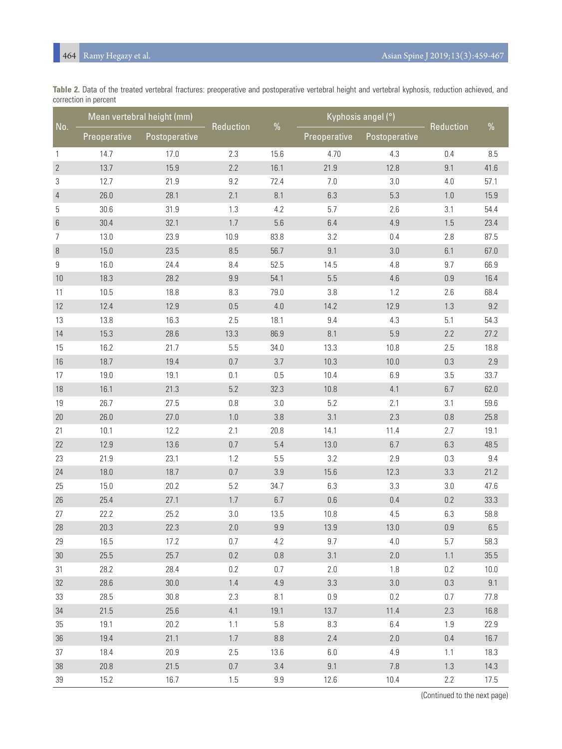**Table 2.** Data of the treated vertebral fractures: preoperative and postoperative vertebral height and vertebral kyphosis, reduction achieved, and correction in percent

| No. | Mean vertebral height (mm) | | Reduction | % | Kyphosis angel (°) | | Reduction | % |
|---|---|---|---|---|---|---|---|---|
| | Preoperative | Postoperative | | | Preoperative | Postoperative | | |
| 1 | 14.7 | 17.0 | 2.3 | 15.6 | 4.70 | 4.3 | 0.4 | 8.5 |
| 2 | 13.7 | 15.9 | 2.2 | 16.1 | 21.9 | 12.8 | 9.1 | 41.6 |
| 3 | 12.7 | 21.9 | 9.2 | 72.4 | 7.0 | 3.0 | 4.0 | 57.1 |
| 4 | 26.0 | 28.1 | 2.1 | 8.1 | 6.3 | 5.3 | 1.0 | 15.9 |
| 5 | 30.6 | 31.9 | 1.3 | 4.2 | 5.7 | 2.6 | 3.1 | 54.4 |
| 6 | 30.4 | 32.1 | 1.7 | 5.6 | 6.4 | 4.9 | 1.5 | 23.4 |
| 7 | 13.0 | 23.9 | 10.9 | 83.8 | 3.2 | 0.4 | 2.8 | 87.5 |
| 8 | 15.0 | 23.5 | 8.5 | 56.7 | 9.1 | 3.0 | 6.1 | 67.0 |
| 9 | 16.0 | 24.4 | 8.4 | 52.5 | 14.5 | 4.8 | 9.7 | 66.9 |
| 10 | 18.3 | 28.2 | 9.9 | 54.1 | 5.5 | 4.6 | 0.9 | 16.4 |
| 11 | 10.5 | 18.8 | 8.3 | 79.0 | 3.8 | 1.2 | 2.6 | 68.4 |
| 12 | 12.4 | 12.9 | 0.5 | 4.0 | 14.2 | 12.9 | 1.3 | 9.2 |
| 13 | 13.8 | 16.3 | 2.5 | 18.1 | 9.4 | 4.3 | 5.1 | 54.3 |
| 14 | 15.3 | 28.6 | 13.3 | 86.9 | 8.1 | 5.9 | 2.2 | 27.2 |
| 15 | 16.2 | 21.7 | 5.5 | 34.0 | 13.3 | 10.8 | 2.5 | 18.8 |
| 16 | 18.7 | 19.4 | 0.7 | 3.7 | 10.3 | 10.0 | 0.3 | 2.9 |
| 17 | 19.0 | 19.1 | 0.1 | 0.5 | 10.4 | 6.9 | 3.5 | 33.7 |
| 18 | 16.1 | 21.3 | 5.2 | 32.3 | 10.8 | 4.1 | 6.7 | 62.0 |
| 19 | 26.7 | 27.5 | 0.8 | 3.0 | 5.2 | 2.1 | 3.1 | 59.6 |
| 20 | 26.0 | 27.0 | 1.0 | 3.8 | 3.1 | 2.3 | 0.8 | 25.8 |
| 21 | 10.1 | 12.2 | 2.1 | 20.8 | 14.1 | 11.4 | 2.7 | 19.1 |
| 22 | 12.9 | 13.6 | 0.7 | 5.4 | 13.0 | 6.7 | 6.3 | 48.5 |
| 23 | 21.9 | 23.1 | 1.2 | 5.5 | 3.2 | 2.9 | 0.3 | 9.4 |
| 24 | 18.0 | 18.7 | 0.7 | 3.9 | 15.6 | 12.3 | 3.3 | 21.2 |
| 25 | 15.0 | 20.2 | 5.2 | 34.7 | 6.3 | 3.3 | 3.0 | 47.6 |
| 26 | 25.4 | 27.1 | 1.7 | 6.7 | 0.6 | 0.4 | 0.2 | 33.3 |
| 27 | 22.2 | 25.2 | 3.0 | 13.5 | 10.8 | 4.5 | 6.3 | 58.8 |
| 28 | 20.3 | 22.3 | 2.0 | 9.9 | 13.9 | 13.0 | 0.9 | 6.5 |
| 29 | 16.5 | 17.2 | 0.7 | 4.2 | 9.7 | 4.0 | 5.7 | 58.3 |
| 30 | 25.5 | 25.7 | 0.2 | 0.8 | 3.1 | 2.0 | 1.1 | 35.5 |
| 31 | 28.2 | 28.4 | 0.2 | 0.7 | 2.0 | 1.8 | 0.2 | 10.0 |
| 32 | 28.6 | 30.0 | 1.4 | 4.9 | 3.3 | 3.0 | 0.3 | 9.1 |
| 33 | 28.5 | 30.8 | 2.3 | 8.1 | 0.9 | 0.2 | 0.7 | 77.8 |
| 34 | 21.5 | 25.6 | 4.1 | 19.1 | 13.7 | 11.4 | 2.3 | 16.8 |
| 35 | 19.1 | 20.2 | 1.1 | 5.8 | 8.3 | 6.4 | 1.9 | 22.9 |
| 36 | 19.4 | 21.1 | 1.7 | 8.8 | 2.4 | 2.0 | 0.4 | 16.7 |
| 37 | 18.4 | 20.9 | 2.5 | 13.6 | 6.0 | 4.9 | 1.1 | 18.3 |
| 38 | 20.8 | 21.5 | 0.7 | 3.4 | 9.1 | 7.8 | 1.3 | 14.3 |
| 39 | 15.2 | 16.7 | 1.5 | 9.9 | 12.6 | 10.4 | 2.2 | 17.5 |

(Continued to the next page)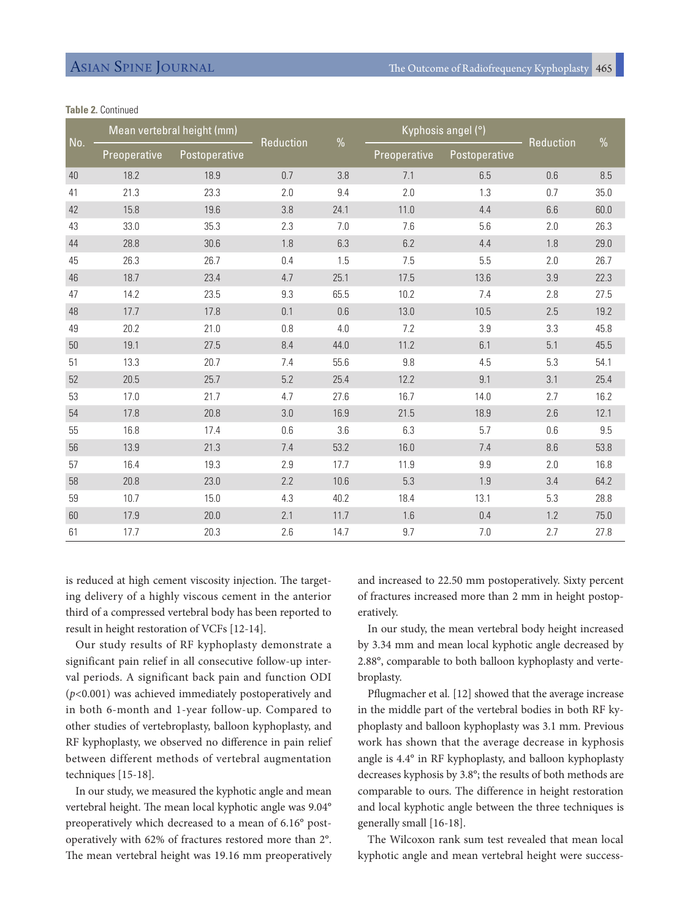**Table 2.** Continued

| No. | Mean vertebral height (mm) | | Reduction | % | Kyphosis angel (°) | | Reduction | % |
|---|---|---|---|---|---|---|---|---|
| | Preoperative | Postoperative | | | Preoperative | Postoperative | | |
| 40 | 18.2 | 18.9 | 0.7 | 3.8 | 7.1 | 6.5 | 0.6 | 8.5 |
| 41 | 21.3 | 23.3 | 2.0 | 9.4 | 2.0 | 1.3 | 0.7 | 35.0 |
| 42 | 15.8 | 19.6 | 3.8 | 24.1 | 11.0 | 4.4 | 6.6 | 60.0 |
| 43 | 33.0 | 35.3 | 2.3 | 7.0 | 7.6 | 5.6 | 2.0 | 26.3 |
| 44 | 28.8 | 30.6 | 1.8 | 6.3 | 6.2 | 4.4 | 1.8 | 29.0 |
| 45 | 26.3 | 26.7 | 0.4 | 1.5 | 7.5 | 5.5 | 2.0 | 26.7 |
| 46 | 18.7 | 23.4 | 4.7 | 25.1 | 17.5 | 13.6 | 3.9 | 22.3 |
| 47 | 14.2 | 23.5 | 9.3 | 65.5 | 10.2 | 7.4 | 2.8 | 27.5 |
| 48 | 17.7 | 17.8 | 0.1 | 0.6 | 13.0 | 10.5 | 2.5 | 19.2 |
| 49 | 20.2 | 21.0 | 0.8 | 4.0 | 7.2 | 3.9 | 3.3 | 45.8 |
| 50 | 19.1 | 27.5 | 8.4 | 44.0 | 11.2 | 6.1 | 5.1 | 45.5 |
| 51 | 13.3 | 20.7 | 7.4 | 55.6 | 9.8 | 4.5 | 5.3 | 54.1 |
| 52 | 20.5 | 25.7 | 5.2 | 25.4 | 12.2 | 9.1 | 3.1 | 25.4 |
| 53 | 17.0 | 21.7 | 4.7 | 27.6 | 16.7 | 14.0 | 2.7 | 16.2 |
| 54 | 17.8 | 20.8 | 3.0 | 16.9 | 21.5 | 18.9 | 2.6 | 12.1 |
| 55 | 16.8 | 17.4 | 0.6 | 3.6 | 6.3 | 5.7 | 0.6 | 9.5 |
| 56 | 13.9 | 21.3 | 7.4 | 53.2 | 16.0 | 7.4 | 8.6 | 53.8 |
| 57 | 16.4 | 19.3 | 2.9 | 17.7 | 11.9 | 9.9 | 2.0 | 16.8 |
| 58 | 20.8 | 23.0 | 2.2 | 10.6 | 5.3 | 1.9 | 3.4 | 64.2 |
| 59 | 10.7 | 15.0 | 4.3 | 40.2 | 18.4 | 13.1 | 5.3 | 28.8 |
| 60 | 17.9 | 20.0 | 2.1 | 11.7 | 1.6 | 0.4 | 1.2 | 75.0 |
| 61 | 17.7 | 20.3 | 2.6 | 14.7 | 9.7 | 7.0 | 2.7 | 27.8 |

is reduced at high cement viscosity injection. The targeting delivery of a highly viscous cement in the anterior third of a compressed vertebral body has been reported to result in height restoration of VCFs [12-14].

Our study results of RF kyphoplasty demonstrate a significant pain relief in all consecutive follow-up interval periods. A significant back pain and function ODI ($p<0.001$) was achieved immediately postoperatively and in both 6-month and 1-year follow-up. Compared to other studies of vertebroplasty, balloon kyphoplasty, and RF kyphoplasty, we observed no difference in pain relief between different methods of vertebral augmentation techniques [15-18].

In our study, we measured the kyphotic angle and mean vertebral height. The mean local kyphotic angle was 9.04° preoperatively which decreased to a mean of 6.16° postoperatively with 62% of fractures restored more than 2°. The mean vertebral height was 19.16 mm preoperatively and increased to 22.50 mm postoperatively. Sixty percent of fractures increased more than 2 mm in height postoperatively.

In our study, the mean vertebral body height increased by 3.34 mm and mean local kyphotic angle decreased by 2.88°, comparable to both balloon kyphoplasty and vertebroplasty.

Pflugmacher et al. [12] showed that the average increase in the middle part of the vertebral bodies in both RF kyphoplasty and balloon kyphoplasty was 3.1 mm. Previous work has shown that the average decrease in kyphosis angle is 4.4° in RF kyphoplasty, and balloon kyphoplasty decreases kyphosis by 3.8°; the results of both methods are comparable to ours. The difference in height restoration and local kyphotic angle between the three techniques is generally small [16-18].

The Wilcoxon rank sum test revealed that mean local kyphotic angle and mean vertebral height were success-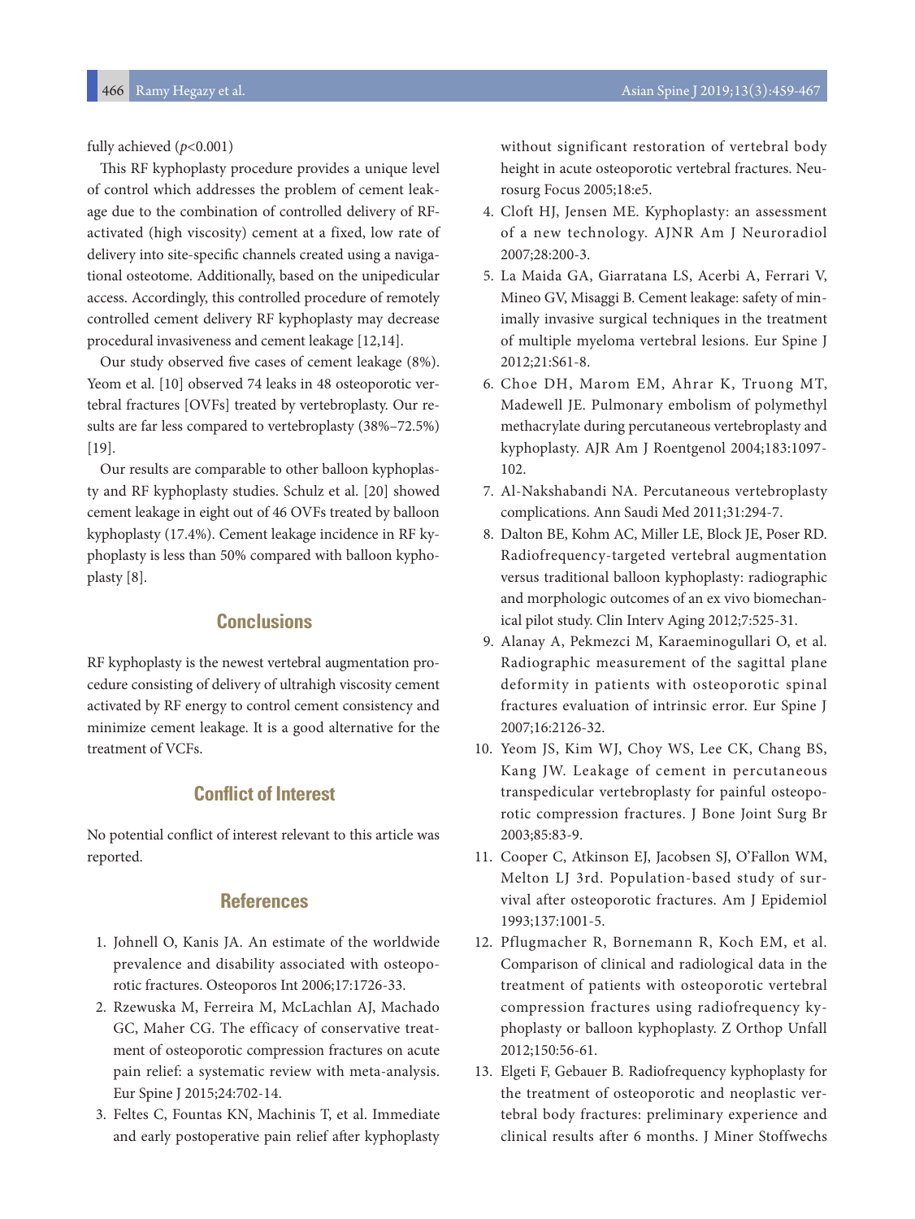fully achieved ($p<0.001$)

This RF kyphoplasty procedure provides a unique level of control which addresses the problem of cement leakage due to the combination of controlled delivery of RF-activated (high viscosity) cement at a fixed, low rate of delivery into site-specific channels created using a navigational osteotome. Additionally, based on the unipedicular access. Accordingly, this controlled procedure of remotely controlled cement delivery RF kyphoplasty may decrease procedural invasiveness and cement leakage [12,14].

Our study observed five cases of cement leakage (8%). Yeom et al. [10] observed 74 leaks in 48 osteoporotic vertebral fractures [OVFs] treated by vertebroplasty. Our results are far less compared to vertebroplasty (38%–72.5%) [19].

Our results are comparable to other balloon kyphoplasty and RF kyphoplasty studies. Schulz et al. [20] showed cement leakage in eight out of 46 OVFs treated by balloon kyphoplasty (17.4%). Cement leakage incidence in RF kyphoplasty is less than 50% compared with balloon kyphoplasty [8].

## Conclusions

RF kyphoplasty is the newest vertebral augmentation procedure consisting of delivery of ultrahigh viscosity cement activated by RF energy to control cement consistency and minimize cement leakage. It is a good alternative for the treatment of VCFs.

## Conflict of Interest

No potential conflict of interest relevant to this article was reported.

## References

1. Johnell O, Kanis JA. An estimate of the worldwide prevalence and disability associated with osteoporotic fractures. Osteoporos Int 2006;17:1726-33.
2. Rzewuska M, Ferreira M, McLachlan AJ, Machado GC, Maher CG. The efficacy of conservative treatment of osteoporotic compression fractures on acute pain relief: a systematic review with meta-analysis. Eur Spine J 2015;24:702-14.
3. Feltes C, Fountas KN, Machinis T, et al. Immediate and early postoperative pain relief after kyphoplasty without significant restoration of vertebral body height in acute osteoporotic vertebral fractures. Neurosurg Focus 2005;18:e5.
4. Cloft HJ, Jensen ME. Kyphoplasty: an assessment of a new technology. AJNR Am J Neuroradiol 2007;28:200-3.
5. La Maida GA, Giarratana LS, Acerbi A, Ferrari V, Mineo GV, Misaggi B. Cement leakage: safety of minimally invasive surgical techniques in the treatment of multiple myeloma vertebral lesions. Eur Spine J 2012;21:S61-8.
6. Choe DH, Marom EM, Ahrar K, Truong MT, Madewell JE. Pulmonary embolism of polymethyl methacrylate during percutaneous vertebroplasty and kyphoplasty. AJR Am J Roentgenol 2004;183:1097-102.
7. Al-Nakshabandi NA. Percutaneous vertebroplasty complications. Ann Saudi Med 2011;31:294-7.
8. Dalton BE, Kohm AC, Miller LE, Block JE, Poser RD. Radiofrequency-targeted vertebral augmentation versus traditional balloon kyphoplasty: radiographic and morphologic outcomes of an ex vivo biomechanical pilot study. Clin Interv Aging 2012;7:525-31.
9. Alanay A, Pekmezci M, Karaeminogullari O, et al. Radiographic measurement of the sagittal plane deformity in patients with osteoporotic spinal fractures evaluation of intrinsic error. Eur Spine J 2007;16:2126-32.
10. Yeom JS, Kim WJ, Choy WS, Lee CK, Chang BS, Kang JW. Leakage of cement in percutaneous transpedicular vertebroplasty for painful osteoporotic compression fractures. J Bone Joint Surg Br 2003;85:83-9.
11. Cooper C, Atkinson EJ, Jacobsen SJ, O'Fallon WM, Melton LJ 3rd. Population-based study of survival after osteoporotic fractures. Am J Epidemiol 1993;137:1001-5.
12. Pflugmacher R, Bornemann R, Koch EM, et al. Comparison of clinical and radiological data in the treatment of patients with osteoporotic vertebral compression fractures using radiofrequency kyphoplasty or balloon kyphoplasty. Z Orthop Unfall 2012;150:56-61.
13. Elgeti F, Gebauer B. Radiofrequency kyphoplasty for the treatment of osteoporotic and neoplastic vertebral body fractures: preliminary experience and clinical results after 6 months. J Miner Stoffwechs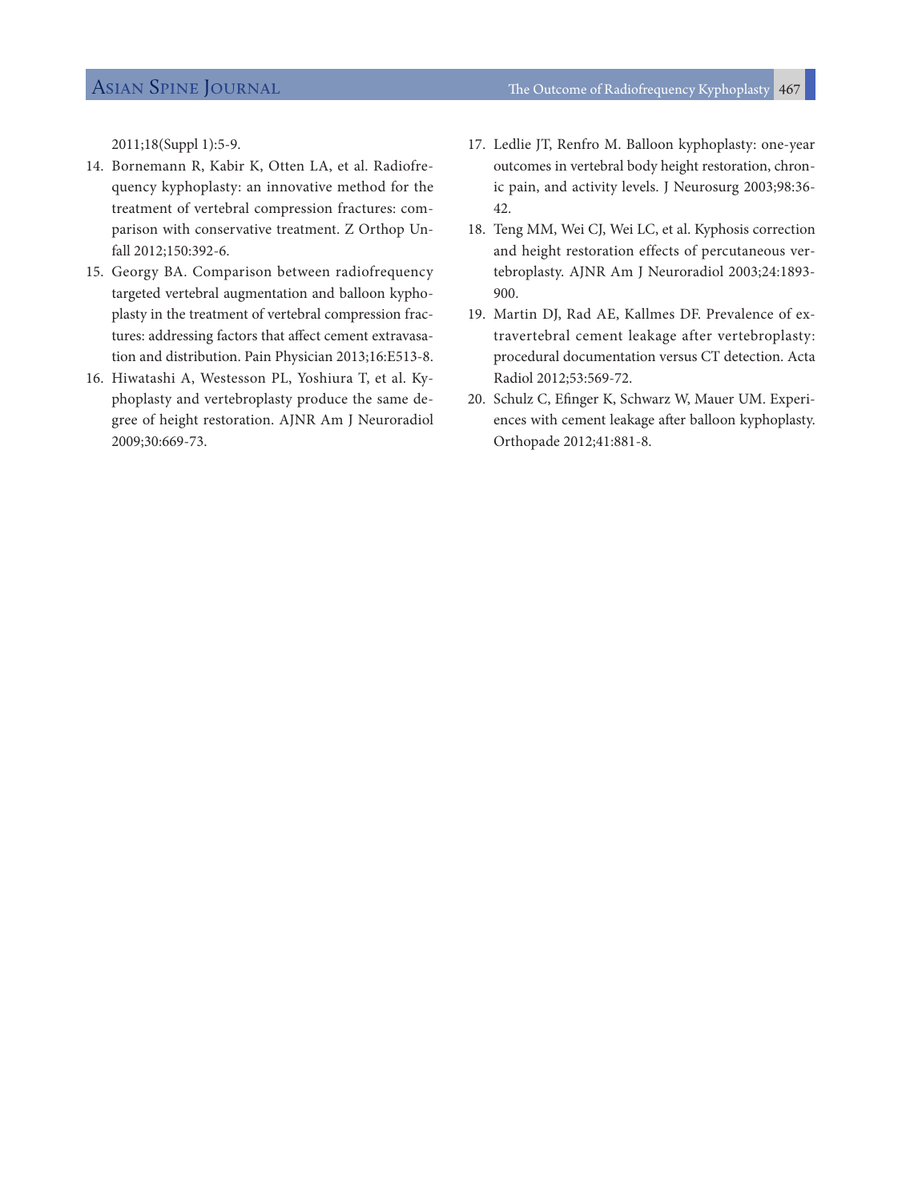2011;18(Suppl 1):5-9.

14. Bornemann R, Kabir K, Otten LA, et al. Radiofrequency kyphoplasty: an innovative method for the treatment of vertebral compression fractures: comparison with conservative treatment. Z Orthop Unfall 2012;150:392-6.
15. Georgy BA. Comparison between radiofrequency targeted vertebral augmentation and balloon kyphoplasty in the treatment of vertebral compression fractures: addressing factors that affect cement extravasation and distribution. Pain Physician 2013;16:E513-8.
16. Hiwatashi A, Westesson PL, Yoshiura T, et al. Kyphoplasty and vertebroplasty produce the same degree of height restoration. AJNR Am J Neuroradiol 2009;30:669-73.
17. Ledlie JT, Renfro M. Balloon kyphoplasty: one-year outcomes in vertebral body height restoration, chronic pain, and activity levels. J Neurosurg 2003;98:36-42.
18. Teng MM, Wei CJ, Wei LC, et al. Kyphosis correction and height restoration effects of percutaneous vertebroplasty. AJNR Am J Neuroradiol 2003;24:1893-900.
19. Martin DJ, Rad AE, Kallmes DF. Prevalence of extravertebral cement leakage after vertebroplasty: procedural documentation versus CT detection. Acta Radiol 2012;53:569-72.
20. Schulz C, Efinger K, Schwarz W, Mauer UM. Experiences with cement leakage after balloon kyphoplasty. Orthopade 2012;41:881-8.